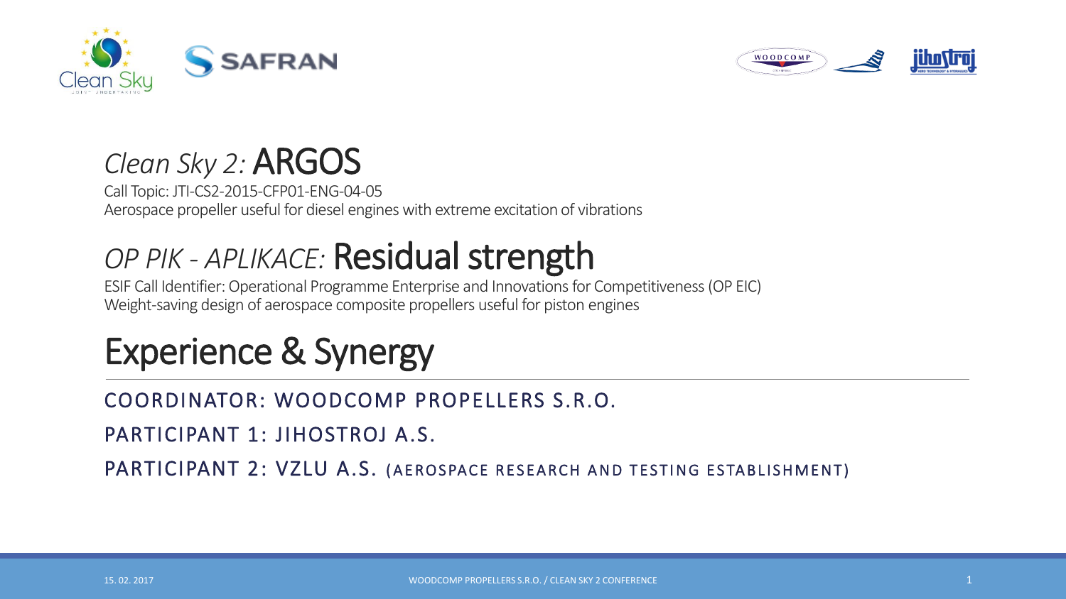# *Clean Sky 2:* ARGOS

Call Topic: JTI-CS2-2015-CFP01-ENG-04-05

Aerospace propeller useful for diesel engines with extreme excitation of vibrations

# *OP PIK - APLIKACE:* Residual strength

ESIF Call Identifier: Operational Programme Enterprise and Innovations for Competitiveness (OP EIC)

Weight-saving design of aerospace composite propellers useful for piston engines

# Experience & Synergy

COORDINATOR: WOODCOMP PROPELLERS S.R.O.

PARTICIPANT 1: JIHOSTROJ A.S.

PARTICIPANT 2: VZLU A.S. (AEROSPACE RESEARCH AND TESTING ESTABLISHMENT)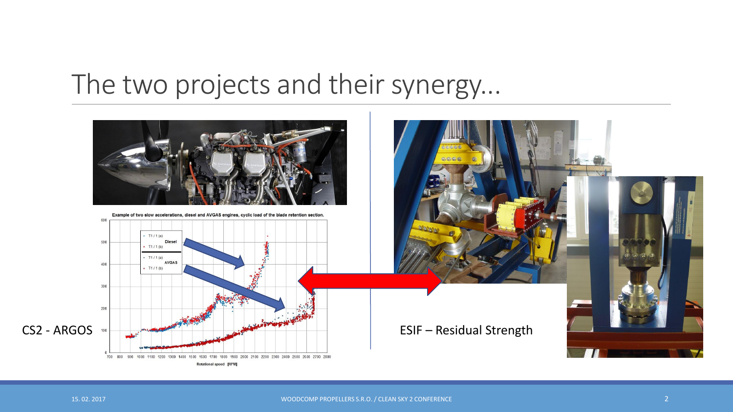# The two projects and their synergy...

Example of two slow accelerations, diesel and AVGAS engines, cyclic load of the blade retention section.

CS2 - ARGOS

ESIF – Residual Strength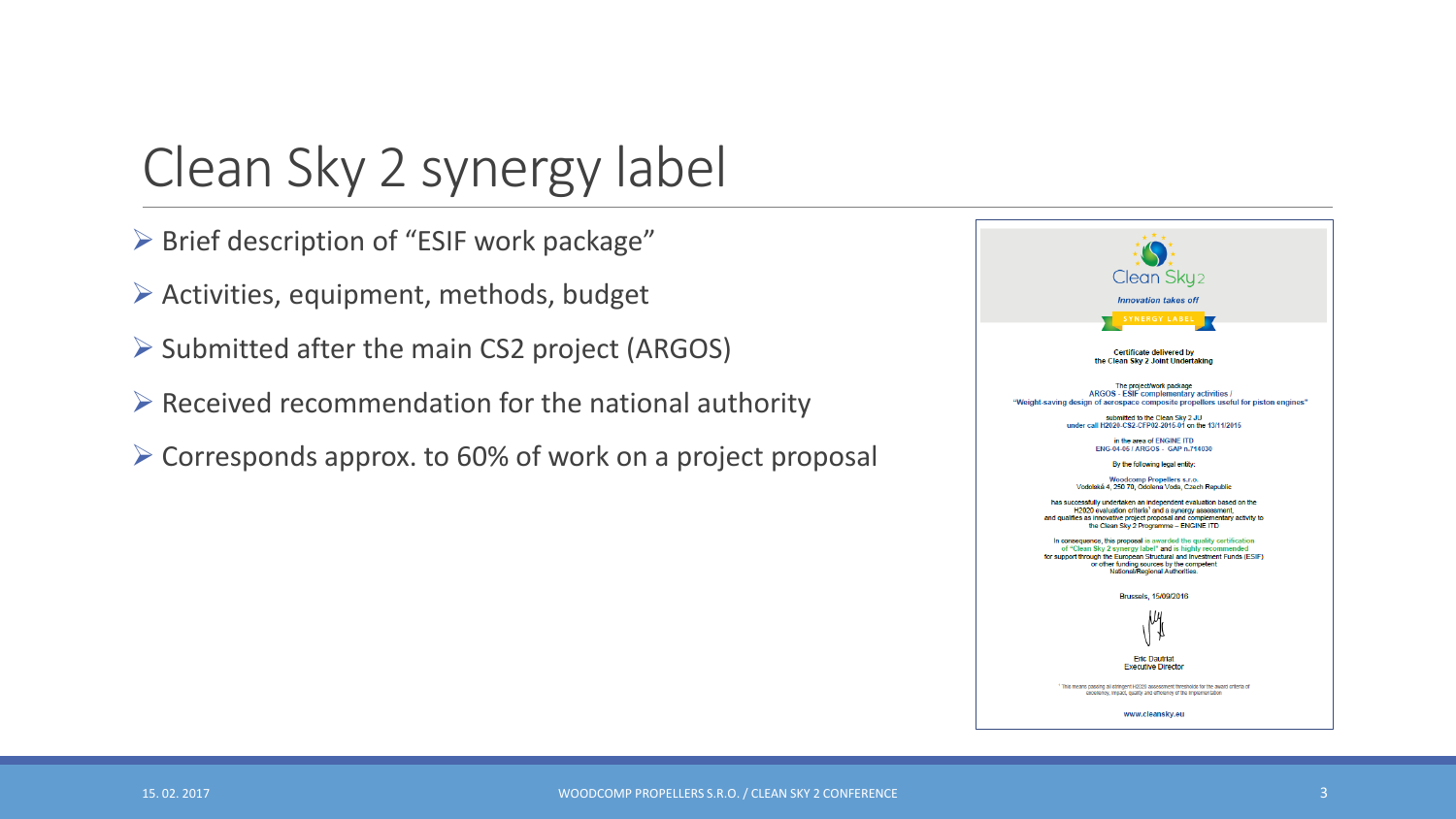# Clean Sky 2 synergy label

- Brief description of "ESIF work package"
- Activities, equipment, methods, budget
- Submitted after the main CS2 project (ARGOS)
- Received recommendation for the national authority
- Corresponds approx. to 60% of work on a project proposal

Clean Sky 2

*Innovation takes off*

SYNERGY LABEL

**Certificate delivered by the Clean Sky 2 Joint Undertaking**

The project/work package
ARGOS - ESIF complementary activities /
"Weight-saving design of aerospace composite propellers useful for piston engines"

submitted to the Clean Sky 2 JU
under call H2020-CS2-CFP02-2015-01 on the 13/11/2015

in the area of ENGINE ITD
ENG-04-06 / ARGOS - GAP n.714030

By the following legal entity:

Woodcomp Propellers s.r.o.
Vodárská 4, 250 70, Odolena Voda, Czech Republic

has successfully undertaken an independent evaluation based on the H2020 evaluation criteria[1] and a synergy assessment, and qualifies as innovative project proposal and complementary activity to the Clean Sky 2 Programme – ENGINE ITD

In consequence, this proposal is awarded the quality certification of "Clean Sky 2 synergy label" and is highly recommended for support through the European Structural and Investment Funds (ESIF) or other funding sources by the competent National/Regional Authorities.

Brussels, 15/09/2016

Eric Dautriat
Executive Director

[1] This means passing all stringent H2020 assessment thresholds for the award criteria of excellence, impact, quality and efficiency of the implementation

www.cleansky.eu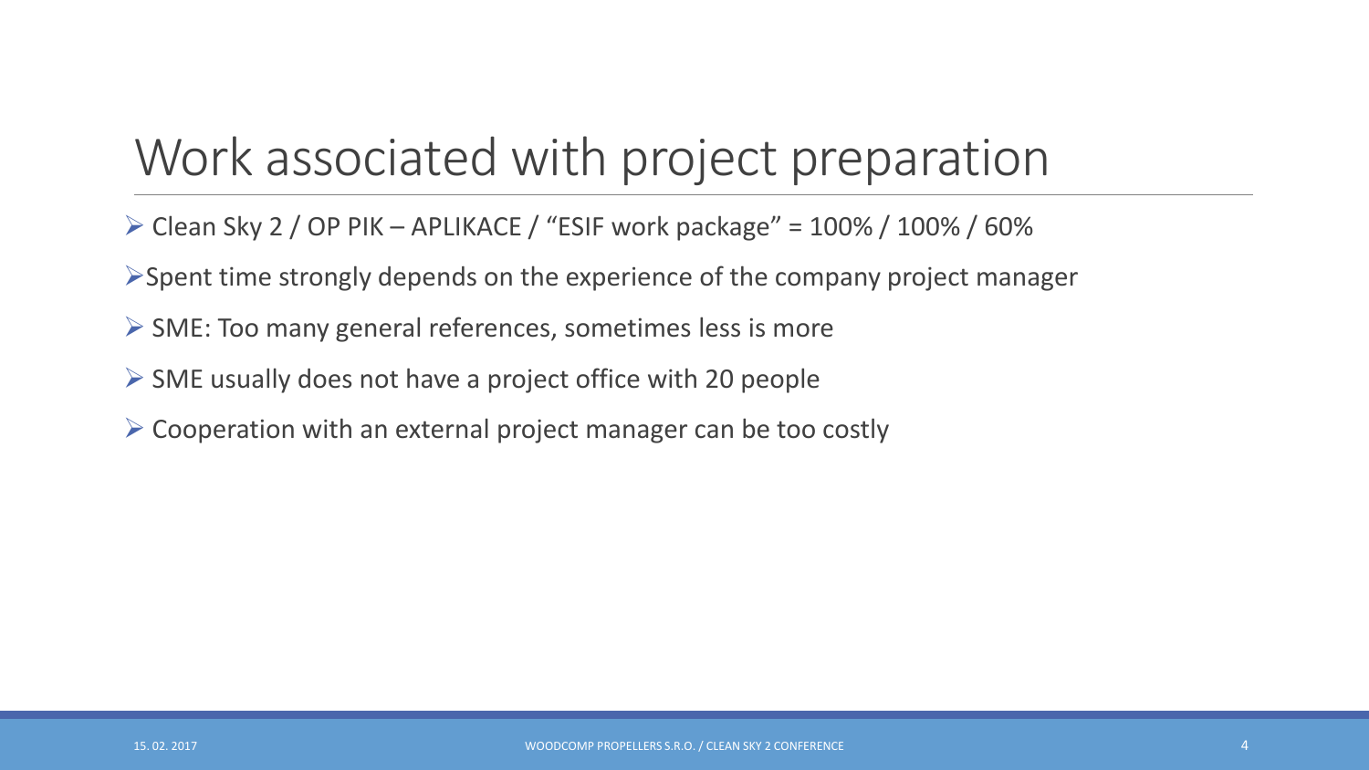# Work associated with project preparation

- Clean Sky 2 / OP PIK – APLIKACE / "ESIF work package" = 100% / 100% / 60%
- Spent time strongly depends on the experience of the company project manager
- SME: Too many general references, sometimes less is more
- SME usually does not have a project office with 20 people
- Cooperation with an external project manager can be too costly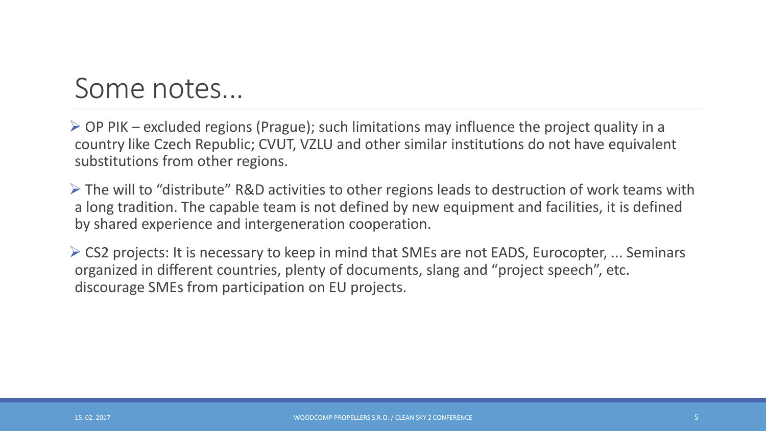# Some notes...

- OP PIK – excluded regions (Prague); such limitations may influence the project quality in a country like Czech Republic; CVUT, VZLU and other similar institutions do not have equivalent substitutions from other regions.

- The will to "distribute" R&D activities to other regions leads to destruction of work teams with a long tradition. The capable team is not defined by new equipment and facilities, it is defined by shared experience and intergeneration cooperation.

- CS2 projects: It is necessary to keep in mind that SMEs are not EADS, Eurocopter, ... Seminars organized in different countries, plenty of documents, slang and "project speech", etc. discourage SMEs from participation on EU projects.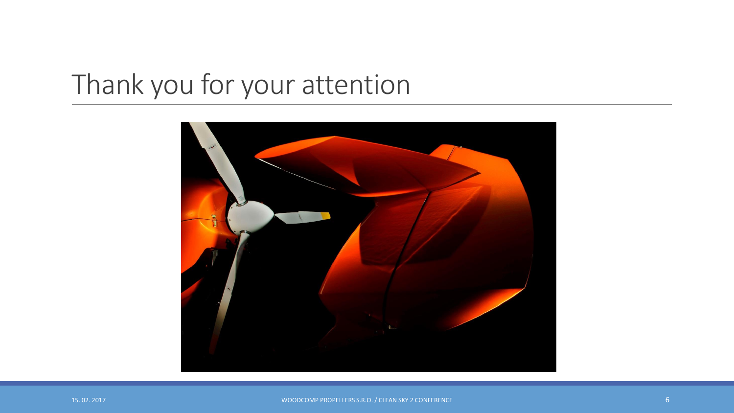# Thank you for your attention